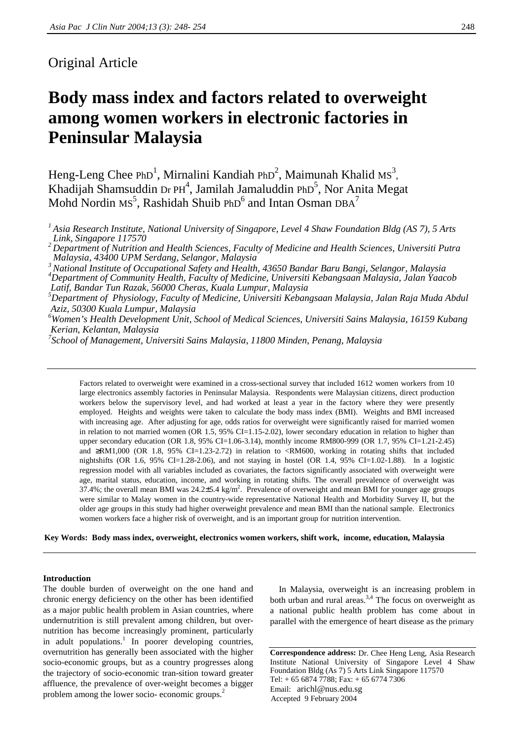Original Article

# Body mass index and factors related to overweight among women workers in electronic factories in Peninsular Malaysia

Heng-Leng Chee PhD[1], Mirnalini Kandiah PhD[2], Maimunah Khalid MS[3], Khadijah Shamsuddin Dr PH[4], Jamilah Jamaluddin PhD[5], Nor Anita Megat Mohd Nordin MS[5], Rashidah Shuib PhD[6] and Intan Osman DBA[7]

[1] *Asia Research Institute, National University of Singapore, Level 4 Shaw Foundation Bldg (AS 7), 5 Arts Link, Singapore 117570*
[2] *Department of Nutrition and Health Sciences, Faculty of Medicine and Health Sciences, Universiti Putra Malaysia, 43400 UPM Serdang, Selangor, Malaysia*
[3] *National Institute of Occupational Safety and Health, 43650 Bandar Baru Bangi, Selangor, Malaysia*
[4] *Department of Community Health, Faculty of Medicine, Universiti Kebangsaan Malaysia, Jalan Yaacob Latif, Bandar Tun Razak, 56000 Cheras, Kuala Lumpur, Malaysia*
[5] *Department of Physiology, Faculty of Medicine, Universiti Kebangsaan Malaysia, Jalan Raja Muda Abdul Aziz, 50300 Kuala Lumpur, Malaysia*
[6] *Women's Health Development Unit, School of Medical Sciences, Universiti Sains Malaysia, 16159 Kubang Kerian, Kelantan, Malaysia*
[7] *School of Management, Universiti Sains Malaysia, 11800 Minden, Penang, Malaysia*

---

Factors related to overweight were examined in a cross-sectional survey that included 1612 women workers from 10 large electronics assembly factories in Peninsular Malaysia. Respondents were Malaysian citizens, direct production workers below the supervisory level, and had worked at least a year in the factory where they were presently employed. Heights and weights were taken to calculate the body mass index (BMI). Weights and BMI increased with increasing age. After adjusting for age, odds ratios for overweight were significantly raised for married women in relation to not married women (OR 1.5, 95% CI=1.15-2.02), lower secondary education in relation to higher than upper secondary education (OR 1.8, 95% CI=1.06-3.14), monthly income RM800-999 (OR 1.7, 95% CI=1.21-2.45) and ≥RM1,000 (OR 1.8, 95% CI=1.23-2.72) in relation to <RM600, working in rotating shifts that included nightshifts (OR 1.6, 95% CI=1.28-2.06), and not staying in hostel (OR 1.4, 95% CI=1.02-1.88). In a logistic regression model with all variables included as covariates, the factors significantly associated with overweight were age, marital status, education, income, and working in rotating shifts. The overall prevalence of overweight was 37.4%; the overall mean BMI was 24.2±5.4 kg/m$^2$. Prevalence of overweight and mean BMI for younger age groups were similar to Malay women in the country-wide representative National Health and Morbidity Survey II, but the older age groups in this study had higher overweight prevalence and mean BMI than the national sample. Electronics women workers face a higher risk of overweight, and is an important group for nutrition intervention.

**Key Words: Body mass index, overweight, electronics women workers, shift work, income, education, Malaysia**

---

## Introduction

The double burden of overweight on the one hand and chronic energy deficiency on the other has been identified as a major public health problem in Asian countries, where undernutrition is still prevalent among children, but overnutrition has become increasingly prominent, particularly in adult populations.[1] In poorer developing countries, overnutrition has generally been associated with the higher socio-economic groups, but as a country progresses along the trajectory of socio-economic tran-sition toward greater affluence, the prevalence of over-weight becomes a bigger problem among the lower socio- economic groups.[2]

In Malaysia, overweight is an increasing problem in both urban and rural areas.[3,4] The focus on overweight as a national public health problem has come about in parallel with the emergence of heart disease as the primary

**Correspondence address:** Dr. Chee Heng Leng, Asia Research Institute National University of Singapore Level 4 Shaw Foundation Bldg (As 7) 5 Arts Link Singapore 117570
Tel: + 65 6874 7788; Fax: + 65 6774 7306
Email: arichl@nus.edu.sg
Accepted 9 February 2004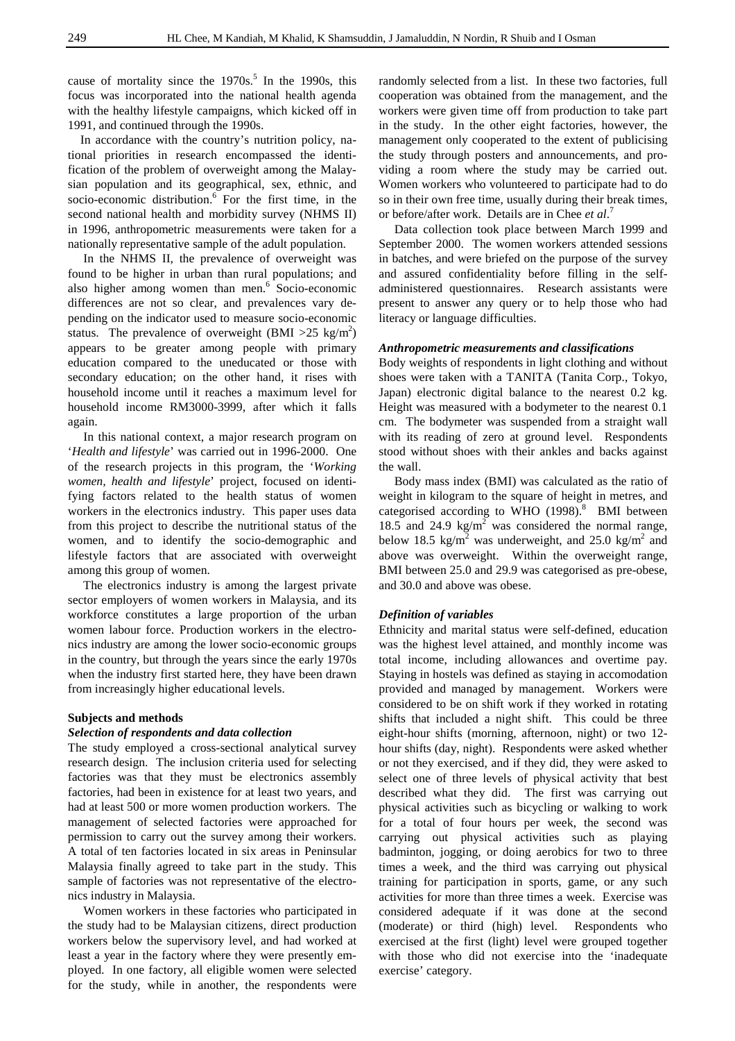cause of mortality since the 1970s.[5] In the 1990s, this focus was incorporated into the national health agenda with the healthy lifestyle campaigns, which kicked off in 1991, and continued through the 1990s.

In accordance with the country's nutrition policy, national priorities in research encompassed the identification of the problem of overweight among the Malaysian population and its geographical, sex, ethnic, and socio-economic distribution.[6] For the first time, in the second national health and morbidity survey (NHMS II) in 1996, anthropometric measurements were taken for a nationally representative sample of the adult population.

In the NHMS II, the prevalence of overweight was found to be higher in urban than rural populations; and also higher among women than men.[6] Socio-economic differences are not so clear, and prevalences vary depending on the indicator used to measure socio-economic status. The prevalence of overweight (BMI >25 kg/m$^2$) appears to be greater among people with primary education compared to the uneducated or those with secondary education; on the other hand, it rises with household income until it reaches a maximum level for household income RM3000-3999, after which it falls again.

In this national context, a major research program on '*Health and lifestyle*' was carried out in 1996-2000. One of the research projects in this program, the '*Working women, health and lifestyle*' project, focused on identifying factors related to the health status of women workers in the electronics industry. This paper uses data from this project to describe the nutritional status of the women, and to identify the socio-demographic and lifestyle factors that are associated with overweight among this group of women.

The electronics industry is among the largest private sector employers of women workers in Malaysia, and its workforce constitutes a large proportion of the urban women labour force. Production workers in the electronics industry are among the lower socio-economic groups in the country, but through the years since the early 1970s when the industry first started here, they have been drawn from increasingly higher educational levels.

## Subjects and methods

### *Selection of respondents and data collection*

The study employed a cross-sectional analytical survey research design. The inclusion criteria used for selecting factories was that they must be electronics assembly factories, had been in existence for at least two years, and had at least 500 or more women production workers. The management of selected factories were approached for permission to carry out the survey among their workers. A total of ten factories located in six areas in Peninsular Malaysia finally agreed to take part in the study. This sample of factories was not representative of the electronics industry in Malaysia.

Women workers in these factories who participated in the study had to be Malaysian citizens, direct production workers below the supervisory level, and had worked at least a year in the factory where they were presently employed. In one factory, all eligible women were selected for the study, while in another, the respondents were randomly selected from a list. In these two factories, full cooperation was obtained from the management, and the workers were given time off from production to take part in the study. In the other eight factories, however, the management only cooperated to the extent of publicising the study through posters and announcements, and providing a room where the study may be carried out. Women workers who volunteered to participate had to do so in their own free time, usually during their break times, or before/after work. Details are in Chee *et al*.[7]

Data collection took place between March 1999 and September 2000. The women workers attended sessions in batches, and were briefed on the purpose of the survey and assured confidentiality before filling in the self-administered questionnaires. Research assistants were present to answer any query or to help those who had literacy or language difficulties.

### *Anthropometric measurements and classifications*

Body weights of respondents in light clothing and without shoes were taken with a TANITA (Tanita Corp., Tokyo, Japan) electronic digital balance to the nearest 0.2 kg. Height was measured with a bodymeter to the nearest 0.1 cm. The bodymeter was suspended from a straight wall with its reading of zero at ground level. Respondents stood without shoes with their ankles and backs against the wall.

Body mass index (BMI) was calculated as the ratio of weight in kilogram to the square of height in metres, and categorised according to WHO (1998).[8] BMI between 18.5 and 24.9 kg/m$^2$ was considered the normal range, below 18.5 kg/m$^2$ was underweight, and 25.0 kg/m$^2$ and above was overweight. Within the overweight range, BMI between 25.0 and 29.9 was categorised as pre-obese, and 30.0 and above was obese.

### *Definition of variables*

Ethnicity and marital status were self-defined, education was the highest level attained, and monthly income was total income, including allowances and overtime pay. Staying in hostels was defined as staying in accomodation provided and managed by management. Workers were considered to be on shift work if they worked in rotating shifts that included a night shift. This could be three eight-hour shifts (morning, afternoon, night) or two 12-hour shifts (day, night). Respondents were asked whether or not they exercised, and if they did, they were asked to select one of three levels of physical activity that best described what they did. The first was carrying out physical activities such as bicycling or walking to work for a total of four hours per week, the second was carrying out physical activities such as playing badminton, jogging, or doing aerobics for two to three times a week, and the third was carrying out physical training for participation in sports, game, or any such activities for more than three times a week. Exercise was considered adequate if it was done at the second (moderate) or third (high) level. Respondents who exercised at the first (light) level were grouped together with those who did not exercise into the 'inadequate exercise' category.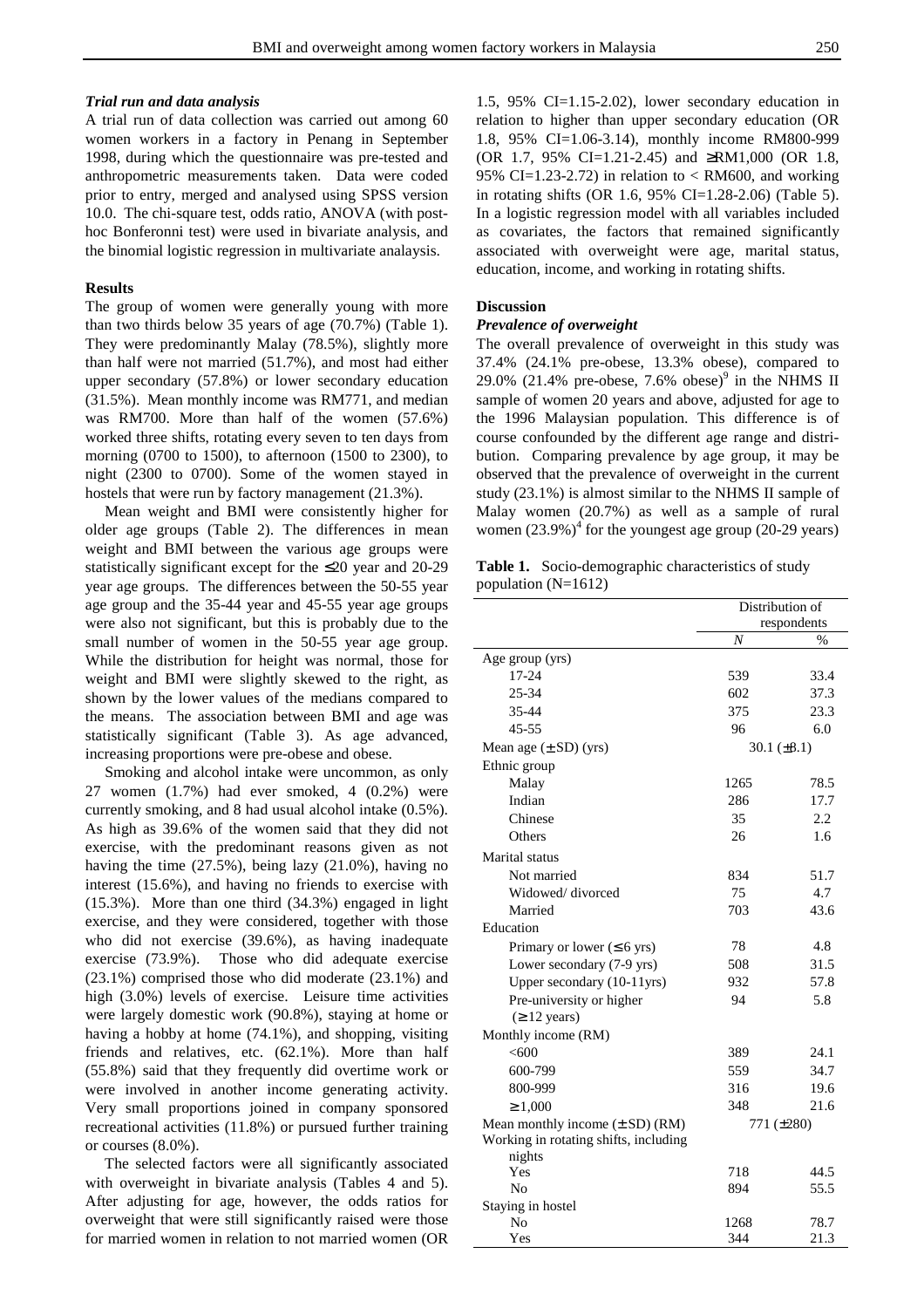### *Trial run and data analysis*

A trial run of data collection was carried out among 60 women workers in a factory in Penang in September 1998, during which the questionnaire was pre-tested and anthropometric measurements taken. Data were coded prior to entry, merged and analysed using SPSS version 10.0. The chi-square test, odds ratio, ANOVA (with post-hoc Bonferonni test) were used in bivariate analysis, and the binomial logistic regression in multivariate analaysis.

### **Results**

The group of women were generally young with more than two thirds below 35 years of age (70.7%) (Table 1). They were predominantly Malay (78.5%), slightly more than half were not married (51.7%), and most had either upper secondary (57.8%) or lower secondary education (31.5%). Mean monthly income was RM771, and median was RM700. More than half of the women (57.6%) worked three shifts, rotating every seven to ten days from morning (0700 to 1500), to afternoon (1500 to 2300), to night (2300 to 0700). Some of the women stayed in hostels that were run by factory management (21.3%).

Mean weight and BMI were consistently higher for older age groups (Table 2). The differences in mean weight and BMI between the various age groups were statistically significant except for the ≤20 year and 20-29 year age groups. The differences between the 50-55 year age group and the 35-44 year and 45-55 year age groups were also not significant, but this is probably due to the small number of women in the 50-55 year age group. While the distribution for height was normal, those for weight and BMI were slightly skewed to the right, as shown by the lower values of the medians compared to the means. The association between BMI and age was statistically significant (Table 3). As age advanced, increasing proportions were pre-obese and obese.

Smoking and alcohol intake were uncommon, as only 27 women (1.7%) had ever smoked, 4 (0.2%) were currently smoking, and 8 had usual alcohol intake (0.5%). As high as 39.6% of the women said that they did not exercise, with the predominant reasons given as not having the time (27.5%), being lazy (21.0%), having no interest (15.6%), and having no friends to exercise with (15.3%). More than one third (34.3%) engaged in light exercise, and they were considered, together with those who did not exercise (39.6%), as having inadequate exercise (73.9%). Those who did adequate exercise (23.1%) comprised those who did moderate (23.1%) and high (3.0%) levels of exercise. Leisure time activities were largely domestic work (90.8%), staying at home or having a hobby at home (74.1%), and shopping, visiting friends and relatives, etc. (62.1%). More than half (55.8%) said that they frequently did overtime work or were involved in another income generating activity. Very small proportions joined in company sponsored recreational activities (11.8%) or pursued further training or courses (8.0%).

The selected factors were all significantly associated with overweight in bivariate analysis (Tables 4 and 5). After adjusting for age, however, the odds ratios for overweight that were still significantly raised were those for married women in relation to not married women (OR 1.5, 95% CI=1.15-2.02), lower secondary education in relation to higher than upper secondary education (OR 1.8, 95% CI=1.06-3.14), monthly income RM800-999 (OR 1.7, 95% CI=1.21-2.45) and ≥RM1,000 (OR 1.8, 95% CI=1.23-2.72) in relation to < RM600, and working in rotating shifts (OR 1.6, 95% CI=1.28-2.06) (Table 5). In a logistic regression model with all variables included as covariates, the factors that remained significantly associated with overweight were age, marital status, education, income, and working in rotating shifts.

### **Discussion**

### *Prevalence of overweight*

The overall prevalence of overweight in this study was 37.4% (24.1% pre-obese, 13.3% obese), compared to 29.0% (21.4% pre-obese, 7.6% obese)[9] in the NHMS II sample of women 20 years and above, adjusted for age to the 1996 Malaysian population. This difference is of course confounded by the different age range and distribution. Comparing prevalence by age group, it may be observed that the prevalence of overweight in the current study (23.1%) is almost similar to the NHMS II sample of Malay women (20.7%) as well as a sample of rural women (23.9%)[4] for the youngest age group (20-29 years)

**Table 1.** Socio-demographic characteristics of study population (N=1612)

| | Distribution of respondents | |
|---|---|---|
| | *N* | % |
| Age group (yrs) | | |
| 17-24 | 539 | 33.4 |
| 25-34 | 602 | 37.3 |
| 35-44 | 375 | 23.3 |
| 45-55 | 96 | 6.0 |
| Mean age (± SD) (yrs) | 30.1 (±8.1) | |
| Ethnic group | | |
| Malay | 1265 | 78.5 |
| Indian | 286 | 17.7 |
| Chinese | 35 | 2.2 |
| Others | 26 | 1.6 |
| Marital status | | |
| Not married | 834 | 51.7 |
| Widowed/ divorced | 75 | 4.7 |
| Married | 703 | 43.6 |
| Education | | |
| Primary or lower (≤ 6 yrs) | 78 | 4.8 |
| Lower secondary (7-9 yrs) | 508 | 31.5 |
| Upper secondary (10-11yrs) | 932 | 57.8 |
| Pre-university or higher (≥ 12 years) | 94 | 5.8 |
| Monthly income (RM) | | |
| <600 | 389 | 24.1 |
| 600-799 | 559 | 34.7 |
| 800-999 | 316 | 19.6 |
| ≥ 1,000 | 348 | 21.6 |
| Mean monthly income (± SD) (RM) | 771 (±280) | |
| Working in rotating shifts, including nights | | |
| Yes | 718 | 44.5 |
| No | 894 | 55.5 |
| Staying in hostel | | |
| No | 1268 | 78.7 |
| Yes | 344 | 21.3 |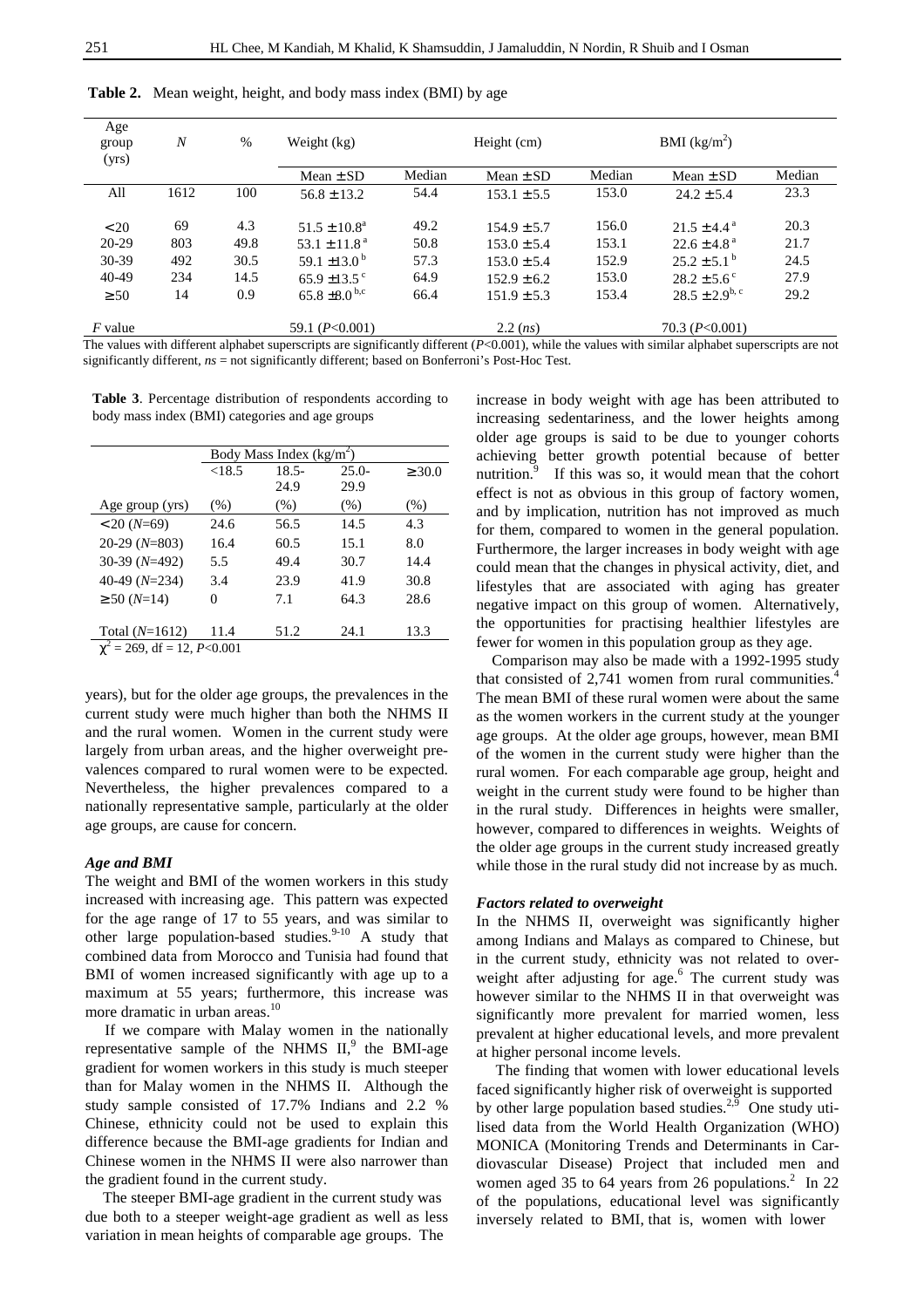**Table 2.** Mean weight, height, and body mass index (BMI) by age

| Age group (yrs) | $N$ | % | Weight (kg) | | Height (cm) | | BMI (kg/m$^2$) | |
|---|---|---|---|---|---|---|---|---|
| | | | Mean ± SD | Median | Mean ± SD | Median | Mean ± SD | Median |
| All | 1612 | 100 | 56.8 ± 13.2 | 54.4 | 153.1 ± 5.5 | 153.0 | 24.2 ± 5.4 | 23.3 |
| <20 | 69 | 4.3 | 51.5 ± 10.8$^a$ | 49.2 | 154.9 ± 5.7 | 156.0 | 21.5 ± 4.4$^a$ | 20.3 |
| 20-29 | 803 | 49.8 | 53.1 ± 11.8$^a$ | 50.8 | 153.0 ± 5.4 | 153.1 | 22.6 ± 4.8$^a$ | 21.7 |
| 30-39 | 492 | 30.5 | 59.1 ±13.0$^b$ | 57.3 | 153.0 ± 5.4 | 152.9 | 25.2 ± 5.1$^b$ | 24.5 |
| 40-49 | 234 | 14.5 | 65.9 ±13.5$^c$ | 64.9 | 152.9 ± 6.2 | 153.0 | 28.2 ± 5.6$^c$ | 27.9 |
| ≥50 | 14 | 0.9 | 65.8 ±8.0$^{b,c}$ | 66.4 | 151.9 ± 5.3 | 153.4 | 28.5 ± 2.9$^{b,c}$ | 29.2 |
| $F$ value | | | 59.1 ($P$<0.001) | | 2.2 (*ns*) | | 70.3 ($P$<0.001) | |

The values with different alphabet superscripts are significantly different ($P$<0.001), while the values with similar alphabet superscripts are not significantly different, *ns* = not significantly different; based on Bonferroni's Post-Hoc Test.

**Table 3**. Percentage distribution of respondents according to body mass index (BMI) categories and age groups

| | Body Mass Index (kg/m$^2$) | | | |
|---|---|---|---|---|
| | <18.5 | 18.5-24.9 | 25.0-29.9 | ≥30.0 |
| Age group (yrs) | (%) | (%) | (%) | (%) |
| <20 ($N$=69) | 24.6 | 56.5 | 14.5 | 4.3 |
| 20-29 ($N$=803) | 16.4 | 60.5 | 15.1 | 8.0 |
| 30-39 ($N$=492) | 5.5 | 49.4 | 30.7 | 14.4 |
| 40-49 ($N$=234) | 3.4 | 23.9 | 41.9 | 30.8 |
| ≥50 ($N$=14) | 0 | 7.1 | 64.3 | 28.6 |
| Total ($N$=1612) | 11.4 | 51.2 | 24.1 | 13.3 |

$\chi^2$ = 269, df = 12, $P$<0.001

years), but for the older age groups, the prevalences in the current study were much higher than both the NHMS II and the rural women. Women in the current study were largely from urban areas, and the higher overweight prevalences compared to rural women were to be expected. Nevertheless, the higher prevalences compared to a nationally representative sample, particularly at the older age groups, are cause for concern.

### *Age and BMI*

The weight and BMI of the women workers in this study increased with increasing age. This pattern was expected for the age range of 17 to 55 years, and was similar to other large population-based studies.[9-10] A study that combined data from Morocco and Tunisia had found that BMI of women increased significantly with age up to a maximum at 55 years; furthermore, this increase was more dramatic in urban areas.[10]

If we compare with Malay women in the nationally representative sample of the NHMS II,[9] the BMI-age gradient for women workers in this study is much steeper than for Malay women in the NHMS II. Although the study sample consisted of 17.7% Indians and 2.2 % Chinese, ethnicity could not be used to explain this difference because the BMI-age gradients for Indian and Chinese women in the NHMS II were also narrower than the gradient found in the current study.

The steeper BMI-age gradient in the current study was due both to a steeper weight-age gradient as well as less variation in mean heights of comparable age groups. The increase in body weight with age has been attributed to increasing sedentariness, and the lower heights among older age groups is said to be due to younger cohorts achieving better growth potential because of better nutrition.[9] If this was so, it would mean that the cohort effect is not as obvious in this group of factory women, and by implication, nutrition has not improved as much for them, compared to women in the general population. Furthermore, the larger increases in body weight with age could mean that the changes in physical activity, diet, and lifestyles that are associated with aging has greater negative impact on this group of women. Alternatively, the opportunities for practising healthier lifestyles are fewer for women in this population group as they age.

Comparison may also be made with a 1992-1995 study that consisted of 2,741 women from rural communities.[4] The mean BMI of these rural women were about the same as the women workers in the current study at the younger age groups. At the older age groups, however, mean BMI of the women in the current study were higher than the rural women. For each comparable age group, height and weight in the current study were found to be higher than in the rural study. Differences in heights were smaller, however, compared to differences in weights. Weights of the older age groups in the current study increased greatly while those in the rural study did not increase by as much.

### *Factors related to overweight*

In the NHMS II, overweight was significantly higher among Indians and Malays as compared to Chinese, but in the current study, ethnicity was not related to overweight after adjusting for age.[6] The current study was however similar to the NHMS II in that overweight was significantly more prevalent for married women, less prevalent at higher educational levels, and more prevalent at higher personal income levels.

The finding that women with lower educational levels faced significantly higher risk of overweight is supported by other large population based studies.[2,9] One study utilised data from the World Health Organization (WHO) MONICA (Monitoring Trends and Determinants in Cardiovascular Disease) Project that included men and women aged 35 to 64 years from 26 populations.[2] In 22 of the populations, educational level was significantly inversely related to BMI, that is, women with lower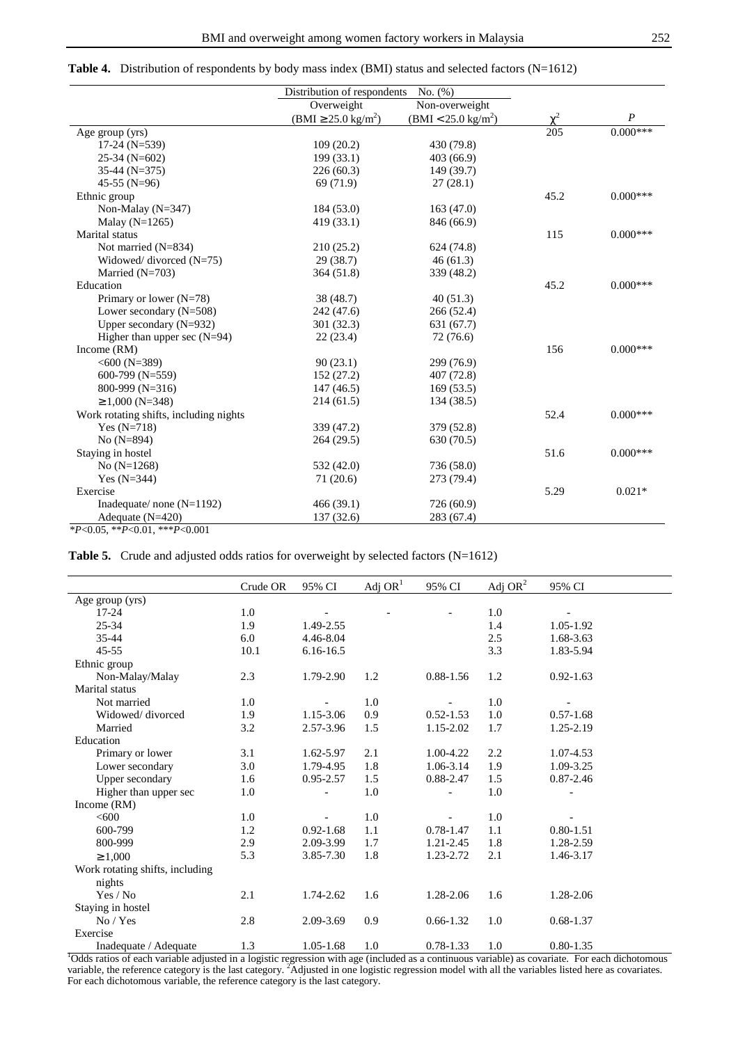**Table 4.** Distribution of respondents by body mass index (BMI) status and selected factors (N=1612)

| | Distribution of respondents No. (%) | | | |
|---|---|---|---|---|
| | Overweight (BMI ≥ 25.0 kg/m$^2$) | Non-overweight (BMI < 25.0 kg/m$^2$) | $\chi^2$ | *P* |
| Age group (yrs) | | | 205 | 0.000*** |
| 17-24 (N=539) | 109 (20.2) | 430 (79.8) | | |
| 25-34 (N=602) | 199 (33.1) | 403 (66.9) | | |
| 35-44 (N=375) | 226 (60.3) | 149 (39.7) | | |
| 45-55 (N=96) | 69 (71.9) | 27 (28.1) | | |
| Ethnic group | | | 45.2 | 0.000*** |
| Non-Malay (N=347) | 184 (53.0) | 163 (47.0) | | |
| Malay (N=1265) | 419 (33.1) | 846 (66.9) | | |
| Marital status | | | 115 | 0.000*** |
| Not married (N=834) | 210 (25.2) | 624 (74.8) | | |
| Widowed/ divorced (N=75) | 29 (38.7) | 46 (61.3) | | |
| Married (N=703) | 364 (51.8) | 339 (48.2) | | |
| Education | | | 45.2 | 0.000*** |
| Primary or lower (N=78) | 38 (48.7) | 40 (51.3) | | |
| Lower secondary (N=508) | 242 (47.6) | 266 (52.4) | | |
| Upper secondary (N=932) | 301 (32.3) | 631 (67.7) | | |
| Higher than upper sec (N=94) | 22 (23.4) | 72 (76.6) | | |
| Income (RM) | | | 156 | 0.000*** |
| <600 (N=389) | 90 (23.1) | 299 (76.9) | | |
| 600-799 (N=559) | 152 (27.2) | 407 (72.8) | | |
| 800-999 (N=316) | 147 (46.5) | 169 (53.5) | | |
| ≥ 1,000 (N=348) | 214 (61.5) | 134 (38.5) | | |
| Work rotating shifts, including nights | | | 52.4 | 0.000*** |
| Yes (N=718) | 339 (47.2) | 379 (52.8) | | |
| No (N=894) | 264 (29.5) | 630 (70.5) | | |
| Staying in hostel | | | 51.6 | 0.000*** |
| No (N=1268) | 532 (42.0) | 736 (58.0) | | |
| Yes (N=344) | 71 (20.6) | 273 (79.4) | | |
| Exercise | | | 5.29 | 0.021* |
| Inadequate/ none (N=1192) | 466 (39.1) | 726 (60.9) | | |
| Adequate (N=420) | 137 (32.6) | 283 (67.4) | | |

*$P$<0.05, **$P$<0.01, ***$P$<0.001

**Table 5.** Crude and adjusted odds ratios for overweight by selected factors (N=1612)

| | Crude OR | 95% CI | Adj OR[1] | 95% CI | Adj OR[2] | 95% CI |
|---|---|---|---|---|---|---|
| Age group (yrs) | | | | | | |
| 17-24 | 1.0 | - | - | - | 1.0 | - |
| 25-34 | 1.9 | 1.49-2.55 | | | 1.4 | 1.05-1.92 |
| 35-44 | 6.0 | 4.46-8.04 | | | 2.5 | 1.68-3.63 |
| 45-55 | 10.1 | 6.16-16.5 | | | 3.3 | 1.83-5.94 |
| Ethnic group | | | | | | |
| Non-Malay/Malay | 2.3 | 1.79-2.90 | 1.2 | 0.88-1.56 | 1.2 | 0.92-1.63 |
| Marital status | | | | | | |
| Not married | 1.0 | - | 1.0 | - | 1.0 | - |
| Widowed/ divorced | 1.9 | 1.15-3.06 | 0.9 | 0.52-1.53 | 1.0 | 0.57-1.68 |
| Married | 3.2 | 2.57-3.96 | 1.5 | 1.15-2.02 | 1.7 | 1.25-2.19 |
| Education | | | | | | |
| Primary or lower | 3.1 | 1.62-5.97 | 2.1 | 1.00-4.22 | 2.2 | 1.07-4.53 |
| Lower secondary | 3.0 | 1.79-4.95 | 1.8 | 1.06-3.14 | 1.9 | 1.09-3.25 |
| Upper secondary | 1.6 | 0.95-2.57 | 1.5 | 0.88-2.47 | 1.5 | 0.87-2.46 |
| Higher than upper sec | 1.0 | - | 1.0 | - | 1.0 | - |
| Income (RM) | | | | | | |
| <600 | 1.0 | - | 1.0 | - | 1.0 | - |
| 600-799 | 1.2 | 0.92-1.68 | 1.1 | 0.78-1.47 | 1.1 | 0.80-1.51 |
| 800-999 | 2.9 | 2.09-3.99 | 1.7 | 1.21-2.45 | 1.8 | 1.28-2.59 |
| ≥ 1,000 | 5.3 | 3.85-7.30 | 1.8 | 1.23-2.72 | 2.1 | 1.46-3.17 |
| Work rotating shifts, including nights | | | | | | |
| Yes / No | 2.1 | 1.74-2.62 | 1.6 | 1.28-2.06 | 1.6 | 1.28-2.06 |
| Staying in hostel | | | | | | |
| No / Yes | 2.8 | 2.09-3.69 | 0.9 | 0.66-1.32 | 1.0 | 0.68-1.37 |
| Exercise | | | | | | |
| Inadequate / Adequate | 1.3 | 1.05-1.68 | 1.0 | 0.78-1.33 | 1.0 | 0.80-1.35 |

[1]Odds ratios of each variable adjusted in a logistic regression with age (included as a continuous variable) as covariate. For each dichotomous variable, the reference category is the last category. [2]Adjusted in one logistic regression model with all the variables listed here as covariates. For each dichotomous variable, the reference category is the last category.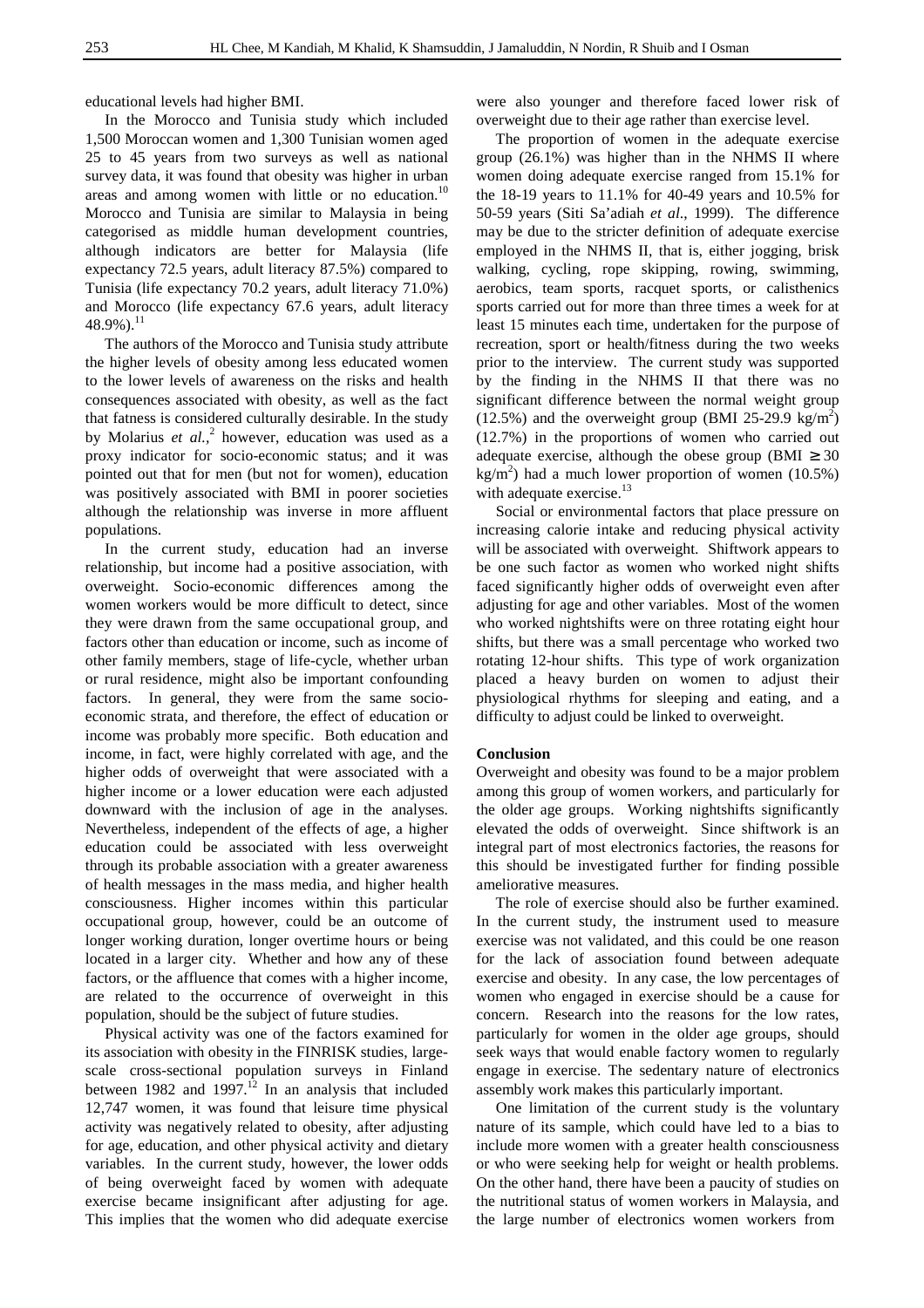educational levels had higher BMI.

In the Morocco and Tunisia study which included 1,500 Moroccan women and 1,300 Tunisian women aged 25 to 45 years from two surveys as well as national survey data, it was found that obesity was higher in urban areas and among women with little or no education.[10] Morocco and Tunisia are similar to Malaysia in being categorised as middle human development countries, although indicators are better for Malaysia (life expectancy 72.5 years, adult literacy 87.5%) compared to Tunisia (life expectancy 70.2 years, adult literacy 71.0%) and Morocco (life expectancy 67.6 years, adult literacy 48.9%).[11]

The authors of the Morocco and Tunisia study attribute the higher levels of obesity among less educated women to the lower levels of awareness on the risks and health consequences associated with obesity, as well as the fact that fatness is considered culturally desirable. In the study by Molarius *et al.*,[2] however, education was used as a proxy indicator for socio-economic status; and it was pointed out that for men (but not for women), education was positively associated with BMI in poorer societies although the relationship was inverse in more affluent populations.

In the current study, education had an inverse relationship, but income had a positive association, with overweight. Socio-economic differences among the women workers would be more difficult to detect, since they were drawn from the same occupational group, and factors other than education or income, such as income of other family members, stage of life-cycle, whether urban or rural residence, might also be important confounding factors. In general, they were from the same socio-economic strata, and therefore, the effect of education or income was probably more specific. Both education and income, in fact, were highly correlated with age, and the higher odds of overweight that were associated with a higher income or a lower education were each adjusted downward with the inclusion of age in the analyses. Nevertheless, independent of the effects of age, a higher education could be associated with less overweight through its probable association with a greater awareness of health messages in the mass media, and higher health consciousness. Higher incomes within this particular occupational group, however, could be an outcome of longer working duration, longer overtime hours or being located in a larger city. Whether and how any of these factors, or the affluence that comes with a higher income, are related to the occurrence of overweight in this population, should be the subject of future studies.

Physical activity was one of the factors examined for its association with obesity in the FINRISK studies, large-scale cross-sectional population surveys in Finland between 1982 and 1997.[12] In an analysis that included 12,747 women, it was found that leisure time physical activity was negatively related to obesity, after adjusting for age, education, and other physical activity and dietary variables. In the current study, however, the lower odds of being overweight faced by women with adequate exercise became insignificant after adjusting for age. This implies that the women who did adequate exercise were also younger and therefore faced lower risk of overweight due to their age rather than exercise level.

The proportion of women in the adequate exercise group (26.1%) was higher than in the NHMS II where women doing adequate exercise ranged from 15.1% for the 18-19 years to 11.1% for 40-49 years and 10.5% for 50-59 years (Siti Sa'adiah *et al.*, 1999). The difference may be due to the stricter definition of adequate exercise employed in the NHMS II, that is, either jogging, brisk walking, cycling, rope skipping, rowing, swimming, aerobics, team sports, racquet sports, or calisthenics sports carried out for more than three times a week for at least 15 minutes each time, undertaken for the purpose of recreation, sport or health/fitness during the two weeks prior to the interview. The current study was supported by the finding in the NHMS II that there was no significant difference between the normal weight group (12.5%) and the overweight group (BMI 25-29.9 kg/m$^2$) (12.7%) in the proportions of women who carried out adequate exercise, although the obese group (BMI $\geq$ 30 kg/m$^2$) had a much lower proportion of women (10.5%) with adequate exercise.[13]

Social or environmental factors that place pressure on increasing calorie intake and reducing physical activity will be associated with overweight. Shiftwork appears to be one such factor as women who worked night shifts faced significantly higher odds of overweight even after adjusting for age and other variables. Most of the women who worked nightshifts were on three rotating eight hour shifts, but there was a small percentage who worked two rotating 12-hour shifts. This type of work organization placed a heavy burden on women to adjust their physiological rhythms for sleeping and eating, and a difficulty to adjust could be linked to overweight.

## Conclusion

Overweight and obesity was found to be a major problem among this group of women workers, and particularly for the older age groups. Working nightshifts significantly elevated the odds of overweight. Since shiftwork is an integral part of most electronics factories, the reasons for this should be investigated further for finding possible ameliorative measures.

The role of exercise should also be further examined. In the current study, the instrument used to measure exercise was not validated, and this could be one reason for the lack of association found between adequate exercise and obesity. In any case, the low percentages of women who engaged in exercise should be a cause for concern. Research into the reasons for the low rates, particularly for women in the older age groups, should seek ways that would enable factory women to regularly engage in exercise. The sedentary nature of electronics assembly work makes this particularly important.

One limitation of the current study is the voluntary nature of its sample, which could have led to a bias to include more women with a greater health consciousness or who were seeking help for weight or health problems. On the other hand, there have been a paucity of studies on the nutritional status of women workers in Malaysia, and the large number of electronics women workers from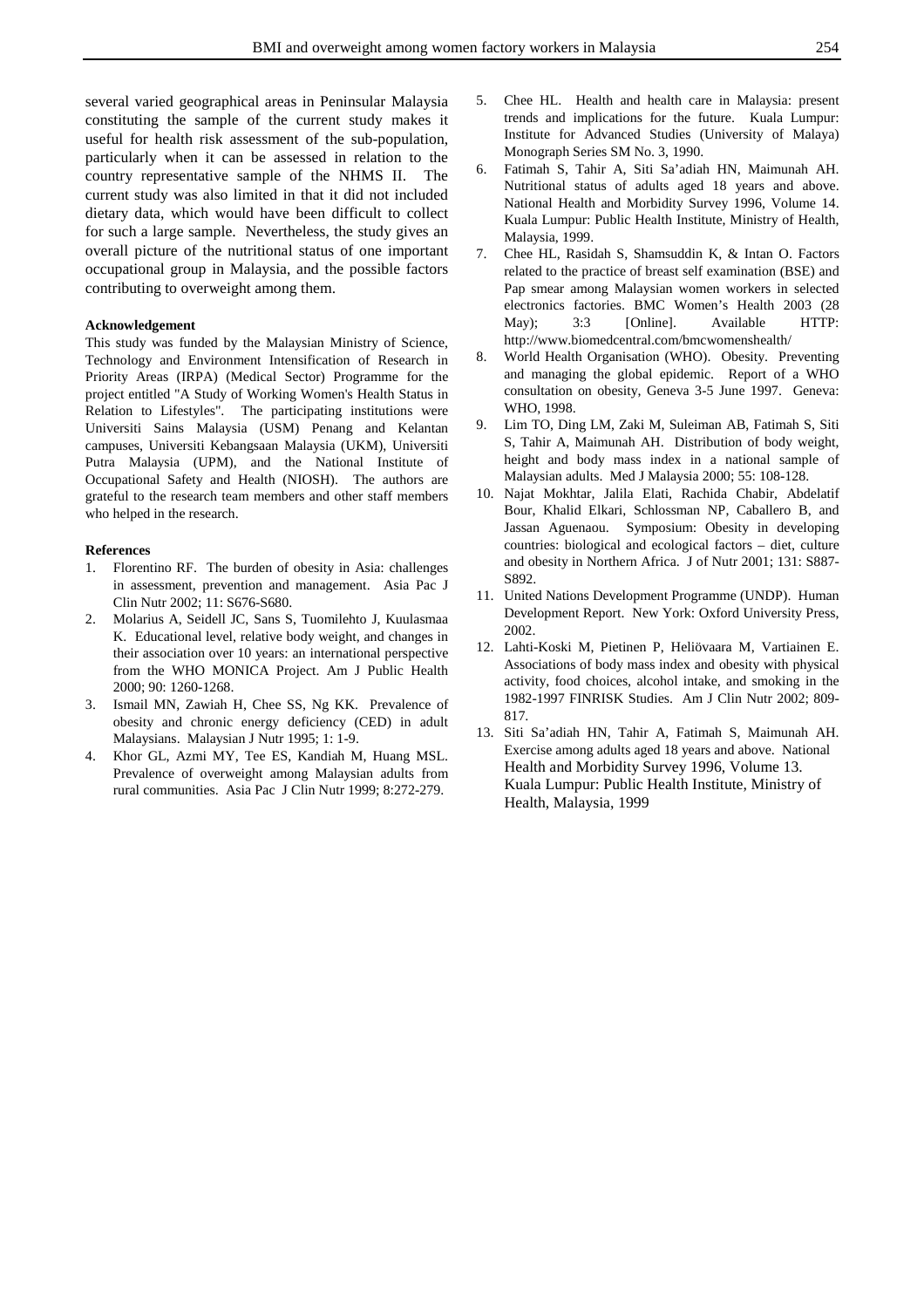several varied geographical areas in Peninsular Malaysia constituting the sample of the current study makes it useful for health risk assessment of the sub-population, particularly when it can be assessed in relation to the country representative sample of the NHMS II. The current study was also limited in that it did not included dietary data, which would have been difficult to collect for such a large sample. Nevertheless, the study gives an overall picture of the nutritional status of one important occupational group in Malaysia, and the possible factors contributing to overweight among them.

**Acknowledgement**

This study was funded by the Malaysian Ministry of Science, Technology and Environment Intensification of Research in Priority Areas (IRPA) (Medical Sector) Programme for the project entitled "A Study of Working Women's Health Status in Relation to Lifestyles". The participating institutions were Universiti Sains Malaysia (USM) Penang and Kelantan campuses, Universiti Kebangsaan Malaysia (UKM), Universiti Putra Malaysia (UPM), and the National Institute of Occupational Safety and Health (NIOSH). The authors are grateful to the research team members and other staff members who helped in the research.

**References**

1. Florentino RF. The burden of obesity in Asia: challenges in assessment, prevention and management. Asia Pac J Clin Nutr 2002; 11: S676-S680.
2. Molarius A, Seidell JC, Sans S, Tuomilehto J, Kuulasmaa K. Educational level, relative body weight, and changes in their association over 10 years: an international perspective from the WHO MONICA Project. Am J Public Health 2000; 90: 1260-1268.
3. Ismail MN, Zawiah H, Chee SS, Ng KK. Prevalence of obesity and chronic energy deficiency (CED) in adult Malaysians. Malaysian J Nutr 1995; 1: 1-9.
4. Khor GL, Azmi MY, Tee ES, Kandiah M, Huang MSL. Prevalence of overweight among Malaysian adults from rural communities. Asia Pac J Clin Nutr 1999; 8:272-279.
5. Chee HL. Health and health care in Malaysia: present trends and implications for the future. Kuala Lumpur: Institute for Advanced Studies (University of Malaya) Monograph Series SM No. 3, 1990.
6. Fatimah S, Tahir A, Siti Sa'adiah HN, Maimunah AH. Nutritional status of adults aged 18 years and above. National Health and Morbidity Survey 1996, Volume 14. Kuala Lumpur: Public Health Institute, Ministry of Health, Malaysia, 1999.
7. Chee HL, Rasidah S, Shamsuddin K, & Intan O. Factors related to the practice of breast self examination (BSE) and Pap smear among Malaysian women workers in selected electronics factories. BMC Women's Health 2003 (28 May); 3:3 [Online]. Available HTTP: http://www.biomedcentral.com/bmcwomenshealth/
8. World Health Organisation (WHO). Obesity. Preventing and managing the global epidemic. Report of a WHO consultation on obesity, Geneva 3-5 June 1997. Geneva: WHO, 1998.
9. Lim TO, Ding LM, Zaki M, Suleiman AB, Fatimah S, Siti S, Tahir A, Maimunah AH. Distribution of body weight, height and body mass index in a national sample of Malaysian adults. Med J Malaysia 2000; 55: 108-128.
10. Najat Mokhtar, Jalila Elati, Rachida Chabir, Abdelatif Bour, Khalid Elkari, Schlossman NP, Caballero B, and Jassan Aguenaou. Symposium: Obesity in developing countries: biological and ecological factors – diet, culture and obesity in Northern Africa. J of Nutr 2001; 131: S887-S892.
11. United Nations Development Programme (UNDP). Human Development Report. New York: Oxford University Press, 2002.
12. Lahti-Koski M, Pietinen P, Heliövaara M, Vartiainen E. Associations of body mass index and obesity with physical activity, food choices, alcohol intake, and smoking in the 1982-1997 FINRISK Studies. Am J Clin Nutr 2002; 809-817.
13. Siti Sa'adiah HN, Tahir A, Fatimah S, Maimunah AH. Exercise among adults aged 18 years and above. National Health and Morbidity Survey 1996, Volume 13. Kuala Lumpur: Public Health Institute, Ministry of Health, Malaysia, 1999